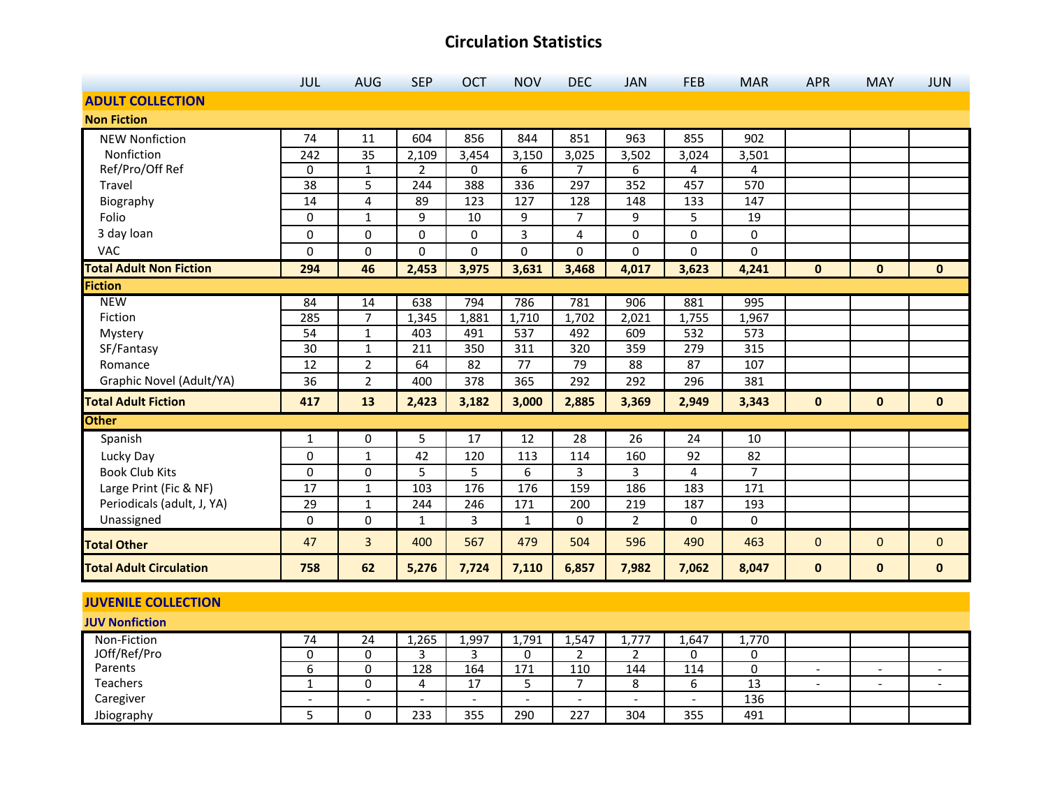# Circulation Statistics

| | JUL | AUG | SEP | OCT | NOV | DEC | JAN | FEB | MAR | APR | MAY | JUN |
|---|---|---|---|---|---|---|---|---|---|---|---|---|
| **ADULT COLLECTION** | | | | | | | | | | | | |
| **Non Fiction** | | | | | | | | | | | | |
| NEW Nonfiction | 74 | 11 | 604 | 856 | 844 | 851 | 963 | 855 | 902 | | | |
| Nonfiction | 242 | 35 | 2,109 | 3,454 | 3,150 | 3,025 | 3,502 | 3,024 | 3,501 | | | |
| Ref/Pro/Off Ref | 0 | 1 | 2 | 0 | 6 | 7 | 6 | 4 | 4 | | | |
| Travel | 38 | 5 | 244 | 388 | 336 | 297 | 352 | 457 | 570 | | | |
| Biography | 14 | 4 | 89 | 123 | 127 | 128 | 148 | 133 | 147 | | | |
| Folio | 0 | 1 | 9 | 10 | 9 | 7 | 9 | 5 | 19 | | | |
| 3 day loan | 0 | 0 | 0 | 0 | 3 | 4 | 0 | 0 | 0 | | | |
| VAC | 0 | 0 | 0 | 0 | 0 | 0 | 0 | 0 | 0 | | | |
| **Total Adult Non Fiction** | **294** | **46** | **2,453** | **3,975** | **3,631** | **3,468** | **4,017** | **3,623** | **4,241** | **0** | **0** | **0** |
| **Fiction** | | | | | | | | | | | | |
| NEW | 84 | 14 | 638 | 794 | 786 | 781 | 906 | 881 | 995 | | | |
| Fiction | 285 | 7 | 1,345 | 1,881 | 1,710 | 1,702 | 2,021 | 1,755 | 1,967 | | | |
| Mystery | 54 | 1 | 403 | 491 | 537 | 492 | 609 | 532 | 573 | | | |
| SF/Fantasy | 30 | 1 | 211 | 350 | 311 | 320 | 359 | 279 | 315 | | | |
| Romance | 12 | 2 | 64 | 82 | 77 | 79 | 88 | 87 | 107 | | | |
| Graphic Novel (Adult/YA) | 36 | 2 | 400 | 378 | 365 | 292 | 292 | 296 | 381 | | | |
| **Total Adult Fiction** | **417** | **13** | **2,423** | **3,182** | **3,000** | **2,885** | **3,369** | **2,949** | **3,343** | **0** | **0** | **0** |
| **Other** | | | | | | | | | | | | |
| Spanish | 1 | 0 | 5 | 17 | 12 | 28 | 26 | 24 | 10 | | | |
| Lucky Day | 0 | 1 | 42 | 120 | 113 | 114 | 160 | 92 | 82 | | | |
| Book Club Kits | 0 | 0 | 5 | 5 | 6 | 3 | 3 | 4 | 7 | | | |
| Large Print (Fic & NF) | 17 | 1 | 103 | 176 | 176 | 159 | 186 | 183 | 171 | | | |
| Periodicals (adult, J, YA) | 29 | 1 | 244 | 246 | 171 | 200 | 219 | 187 | 193 | | | |
| Unassigned | 0 | 0 | 1 | 3 | 1 | 0 | 2 | 0 | 0 | | | |
| **Total Other** | 47 | 3 | 400 | 567 | 479 | 504 | 596 | 490 | 463 | 0 | 0 | 0 |
| **Total Adult Circulation** | **758** | **62** | **5,276** | **7,724** | **7,110** | **6,857** | **7,982** | **7,062** | **8,047** | **0** | **0** | **0** |
| **JUVENILE COLLECTION** | | | | | | | | | | | | |
| **JUV Nonfiction** | | | | | | | | | | | | |
| Non-Fiction | 74 | 24 | 1,265 | 1,997 | 1,791 | 1,547 | 1,777 | 1,647 | 1,770 | | | |
| JOff/Ref/Pro | 0 | 0 | 3 | 3 | 0 | 2 | 2 | 0 | 0 | | | |
| Parents | 6 | 0 | 128 | 164 | 171 | 110 | 144 | 114 | 0 | - | - | - |
| Teachers | 1 | 0 | 4 | 17 | 5 | 7 | 8 | 6 | 13 | - | - | - |
| Caregiver | - | - | - | - | - | - | - | - | 136 | | | |
| Jbiography | 5 | 0 | 233 | 355 | 290 | 227 | 304 | 355 | 491 | | | |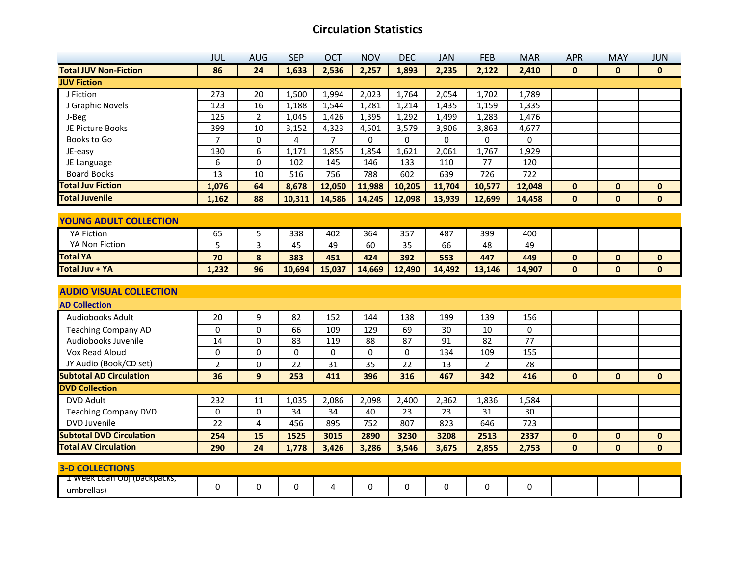# Circulation Statistics

| | JUL | AUG | SEP | OCT | NOV | DEC | JAN | FEB | MAR | APR | MAY | JUN |
|---|---|---|---|---|---|---|---|---|---|---|---|---|
| **Total JUV Non-Fiction** | **86** | **24** | **1,633** | **2,536** | **2,257** | **1,893** | **2,235** | **2,122** | **2,410** | **0** | **0** | **0** |
| **JUV Fiction** | | | | | | | | | | | | |
| J Fiction | 273 | 20 | 1,500 | 1,994 | 2,023 | 1,764 | 2,054 | 1,702 | 1,789 | | | |
| J Graphic Novels | 123 | 16 | 1,188 | 1,544 | 1,281 | 1,214 | 1,435 | 1,159 | 1,335 | | | |
| J-Beg | 125 | 2 | 1,045 | 1,426 | 1,395 | 1,292 | 1,499 | 1,283 | 1,476 | | | |
| JE Picture Books | 399 | 10 | 3,152 | 4,323 | 4,501 | 3,579 | 3,906 | 3,863 | 4,677 | | | |
| Books to Go | 7 | 0 | 4 | 7 | 0 | 0 | 0 | 0 | 0 | | | |
| JE-easy | 130 | 6 | 1,171 | 1,855 | 1,854 | 1,621 | 2,061 | 1,767 | 1,929 | | | |
| JE Language | 6 | 0 | 102 | 145 | 146 | 133 | 110 | 77 | 120 | | | |
| Board Books | 13 | 10 | 516 | 756 | 788 | 602 | 639 | 726 | 722 | | | |
| **Total Juv Fiction** | **1,076** | **64** | **8,678** | **12,050** | **11,988** | **10,205** | **11,704** | **10,577** | **12,048** | **0** | **0** | **0** |
| **Total Juvenile** | **1,162** | **88** | **10,311** | **14,586** | **14,245** | **12,098** | **13,939** | **12,699** | **14,458** | **0** | **0** | **0** |

| **YOUNG ADULT COLLECTION** | JUL | AUG | SEP | OCT | NOV | DEC | JAN | FEB | MAR | APR | MAY | JUN |
|---|---|---|---|---|---|---|---|---|---|---|---|---|
| YA Fiction | 65 | 5 | 338 | 402 | 364 | 357 | 487 | 399 | 400 | | | |
| YA Non Fiction | 5 | 3 | 45 | 49 | 60 | 35 | 66 | 48 | 49 | | | |
| **Total YA** | **70** | **8** | **383** | **451** | **424** | **392** | **553** | **447** | **449** | **0** | **0** | **0** |
| **Total Juv + YA** | **1,232** | **96** | **10,694** | **15,037** | **14,669** | **12,490** | **14,492** | **13,146** | **14,907** | **0** | **0** | **0** |

| **AUDIO VISUAL COLLECTION** | JUL | AUG | SEP | OCT | NOV | DEC | JAN | FEB | MAR | APR | MAY | JUN |
|---|---|---|---|---|---|---|---|---|---|---|---|---|
| **AD Collection** | | | | | | | | | | | | |
| Audiobooks Adult | 20 | 9 | 82 | 152 | 144 | 138 | 199 | 139 | 156 | | | |
| Teaching Company AD | 0 | 0 | 66 | 109 | 129 | 69 | 30 | 10 | 0 | | | |
| Audiobooks Juvenile | 14 | 0 | 83 | 119 | 88 | 87 | 91 | 82 | 77 | | | |
| Vox Read Aloud | 0 | 0 | 0 | 0 | 0 | 0 | 134 | 109 | 155 | | | |
| JY Audio (Book/CD set) | 2 | 0 | 22 | 31 | 35 | 22 | 13 | 2 | 28 | | | |
| **Subtotal AD Circulation** | **36** | **9** | **253** | **411** | **396** | **316** | **467** | **342** | **416** | **0** | **0** | **0** |
| **DVD Collection** | | | | | | | | | | | | |
| DVD Adult | 232 | 11 | 1,035 | 2,086 | 2,098 | 2,400 | 2,362 | 1,836 | 1,584 | | | |
| Teaching Company DVD | 0 | 0 | 34 | 34 | 40 | 23 | 23 | 31 | 30 | | | |
| DVD Juvenile | 22 | 4 | 456 | 895 | 752 | 807 | 823 | 646 | 723 | | | |
| **Subtotal DVD Circulation** | **254** | **15** | **1525** | **3015** | **2890** | **3230** | **3208** | **2513** | **2337** | **0** | **0** | **0** |
| **Total AV Circulation** | **290** | **24** | **1,778** | **3,426** | **3,286** | **3,546** | **3,675** | **2,855** | **2,753** | **0** | **0** | **0** |

| **3-D COLLECTIONS** | JUL | AUG | SEP | OCT | NOV | DEC | JAN | FEB | MAR | APR | MAY | JUN |
|---|---|---|---|---|---|---|---|---|---|---|---|---|
| 1 Week Loan Obj (backpacks, umbrellas) | 0 | 0 | 0 | 4 | 0 | 0 | 0 | 0 | 0 | | | |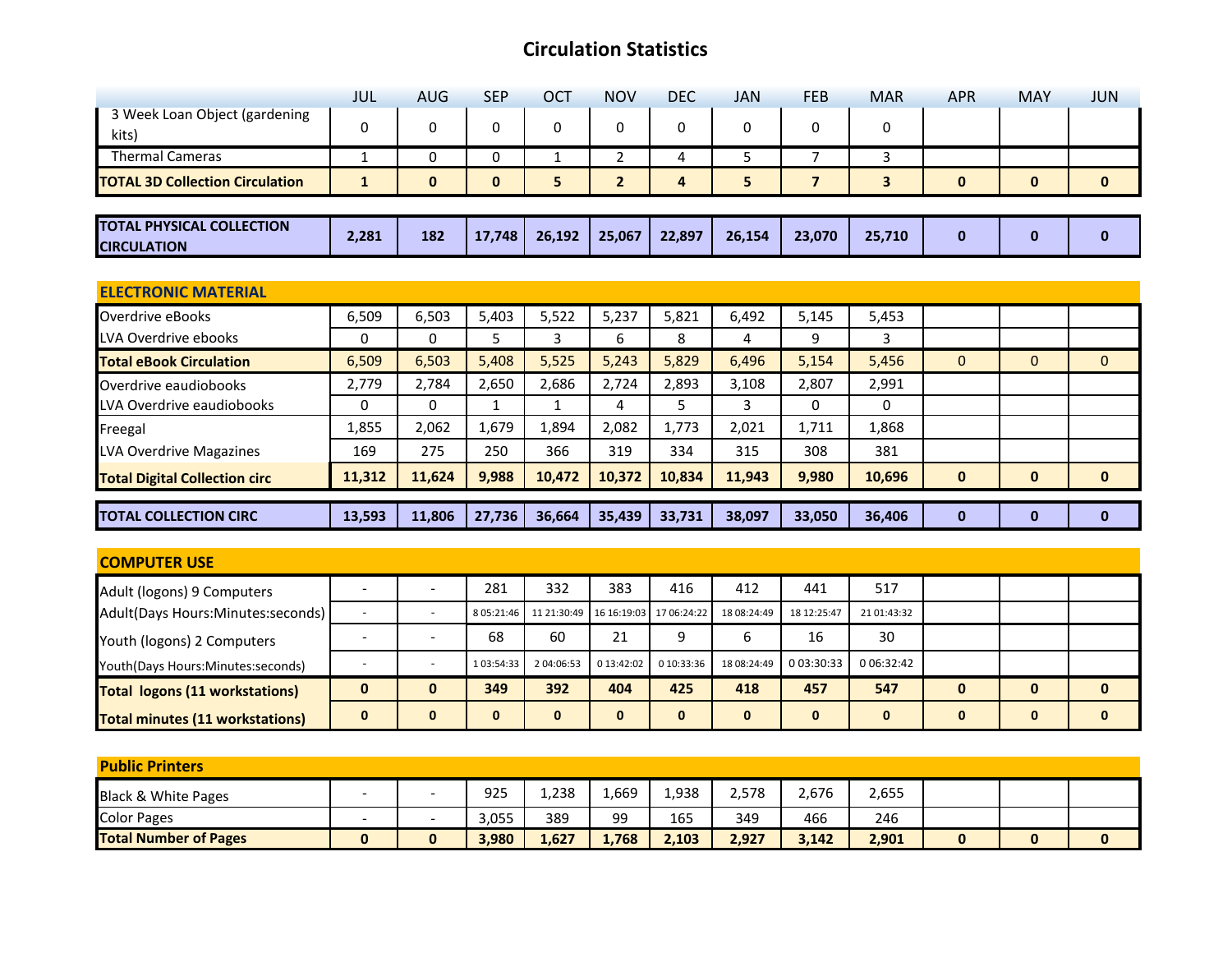# Circulation Statistics

| | JUL | AUG | SEP | OCT | NOV | DEC | JAN | FEB | MAR | APR | MAY | JUN |
|---|---|---|---|---|---|---|---|---|---|---|---|---|
| 3 Week Loan Object (gardening kits) | 0 | 0 | 0 | 0 | 0 | 0 | 0 | 0 | 0 | | | |
| Thermal Cameras | 1 | 0 | 0 | 1 | 2 | 4 | 5 | 7 | 3 | | | |
| **TOTAL 3D Collection Circulation** | **1** | **0** | **0** | **5** | **2** | **4** | **5** | **7** | **3** | **0** | **0** | **0** |
| **TOTAL PHYSICAL COLLECTION CIRCULATION** | **2,281** | **182** | **17,748** | **26,192** | **25,067** | **22,897** | **26,154** | **23,070** | **25,710** | **0** | **0** | **0** |
| **ELECTRONIC MATERIAL** | | | | | | | | | | | | |
| Overdrive eBooks | 6,509 | 6,503 | 5,403 | 5,522 | 5,237 | 5,821 | 6,492 | 5,145 | 5,453 | | | |
| LVA Overdrive ebooks | 0 | 0 | 5 | 3 | 6 | 8 | 4 | 9 | 3 | | | |
| **Total eBook Circulation** | 6,509 | 6,503 | 5,408 | 5,525 | 5,243 | 5,829 | 6,496 | 5,154 | 5,456 | 0 | 0 | 0 |
| Overdrive eaudiobooks | 2,779 | 2,784 | 2,650 | 2,686 | 2,724 | 2,893 | 3,108 | 2,807 | 2,991 | | | |
| LVA Overdrive eaudiobooks | 0 | 0 | 1 | 1 | 4 | 5 | 3 | 0 | 0 | | | |
| Freegal | 1,855 | 2,062 | 1,679 | 1,894 | 2,082 | 1,773 | 2,021 | 1,711 | 1,868 | | | |
| LVA Overdrive Magazines | 169 | 275 | 250 | 366 | 319 | 334 | 315 | 308 | 381 | | | |
| **Total Digital Collection circ** | **11,312** | **11,624** | **9,988** | **10,472** | **10,372** | **10,834** | **11,943** | **9,980** | **10,696** | **0** | **0** | **0** |
| **TOTAL COLLECTION CIRC** | **13,593** | **11,806** | **27,736** | **36,664** | **35,439** | **33,731** | **38,097** | **33,050** | **36,406** | **0** | **0** | **0** |
| **COMPUTER USE** | | | | | | | | | | | | |
| Adult (logons) 9 Computers | - | - | 281 | 332 | 383 | 416 | 412 | 441 | 517 | | | |
| Adult(Days Hours:Minutes:seconds) | - | - | 8 05:21:46 | 11 21:30:49 | 16 16:19:03 | 17 06:24:22 | 18 08:24:49 | 18 12:25:47 | 21 01:43:32 | | | |
| Youth (logons) 2 Computers | - | - | 68 | 60 | 21 | 9 | 6 | 16 | 30 | | | |
| Youth(Days Hours:Minutes:seconds) | - | - | 1 03:54:33 | 2 04:06:53 | 0 13:42:02 | 0 10:33:36 | 18 08:24:49 | 0 03:30:33 | 0 06:32:42 | | | |
| **Total logons (11 workstations)** | **0** | **0** | **349** | **392** | **404** | **425** | **418** | **457** | **547** | **0** | **0** | **0** |
| **Total minutes (11 workstations)** | **0** | **0** | **0** | **0** | **0** | **0** | **0** | **0** | **0** | **0** | **0** | **0** |
| **Public Printers** | | | | | | | | | | | | |
| Black & White Pages | - | - | 925 | 1,238 | 1,669 | 1,938 | 2,578 | 2,676 | 2,655 | | | |
| Color Pages | - | - | 3,055 | 389 | 99 | 165 | 349 | 466 | 246 | | | |
| **Total Number of Pages** | **0** | **0** | **3,980** | **1,627** | **1,768** | **2,103** | **2,927** | **3,142** | **2,901** | **0** | **0** | **0** |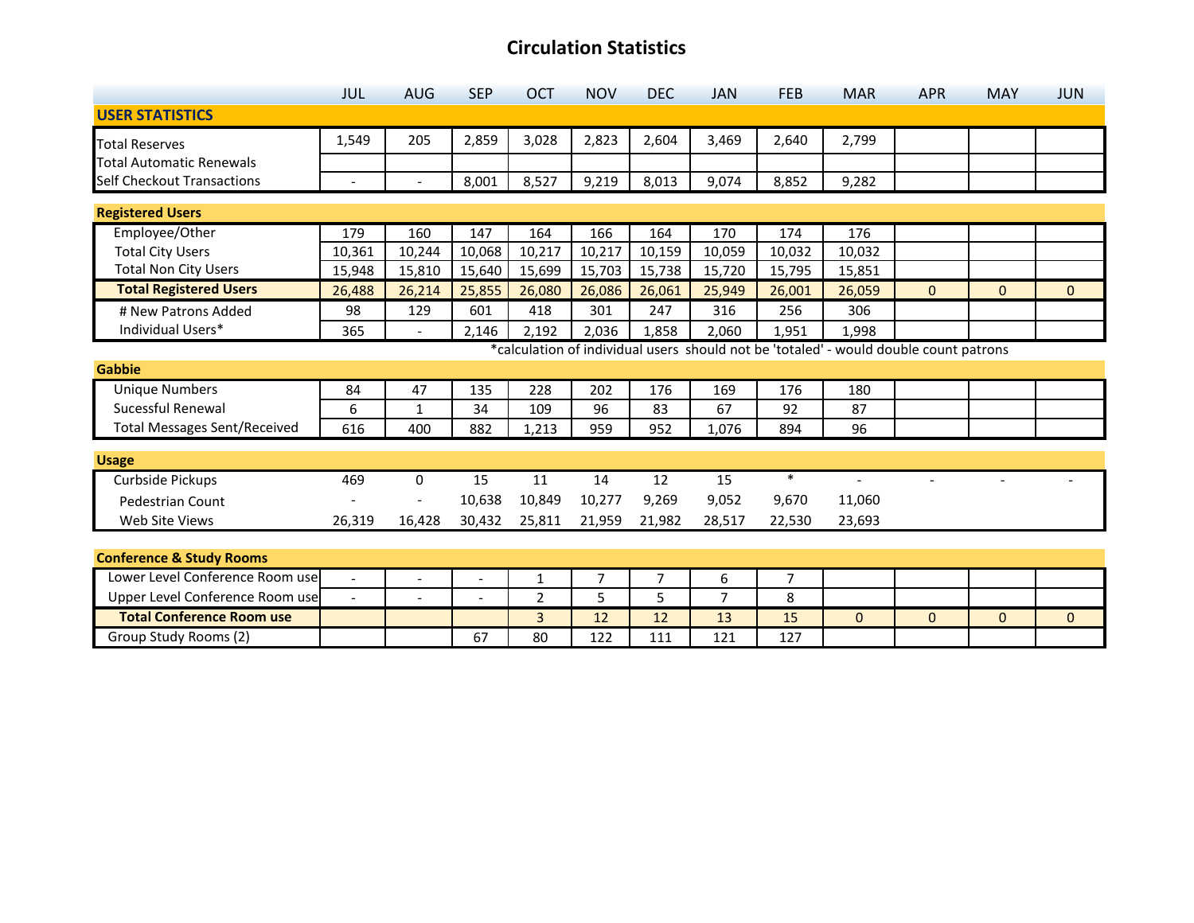# Circulation Statistics

| | JUL | AUG | SEP | OCT | NOV | DEC | JAN | FEB | MAR | APR | MAY | JUN |
|---|---|---|---|---|---|---|---|---|---|---|---|---|
| **USER STATISTICS** | | | | | | | | | | | | |
| Total Reserves | 1,549 | 205 | 2,859 | 3,028 | 2,823 | 2,604 | 3,469 | 2,640 | 2,799 | | | |
| Total Automatic Renewals | | | | | | | | | | | | |
| Self Checkout Transactions | - | - | 8,001 | 8,527 | 9,219 | 8,013 | 9,074 | 8,852 | 9,282 | | | |
| **Registered Users** | | | | | | | | | | | | |
| Employee/Other | 179 | 160 | 147 | 164 | 166 | 164 | 170 | 174 | 176 | | | |
| Total City Users | 10,361 | 10,244 | 10,068 | 10,217 | 10,217 | 10,159 | 10,059 | 10,032 | 10,032 | | | |
| Total Non City Users | 15,948 | 15,810 | 15,640 | 15,699 | 15,703 | 15,738 | 15,720 | 15,795 | 15,851 | | | |
| **Total Registered Users** | 26,488 | 26,214 | 25,855 | 26,080 | 26,086 | 26,061 | 25,949 | 26,001 | 26,059 | 0 | 0 | 0 |
| # New Patrons Added | 98 | 129 | 601 | 418 | 301 | 247 | 316 | 256 | 306 | | | |
| Individual Users* | 365 | - | 2,146 | 2,192 | 2,036 | 1,858 | 2,060 | 1,951 | 1,998 | | | |
| **Gabbie** | | | | | | | | | | | | |
| Unique Numbers | 84 | 47 | 135 | 228 | 202 | 176 | 169 | 176 | 180 | | | |
| Sucessful Renewal | 6 | 1 | 34 | 109 | 96 | 83 | 67 | 92 | 87 | | | |
| Total Messages Sent/Received | 616 | 400 | 882 | 1,213 | 959 | 952 | 1,076 | 894 | 96 | | | |
| **Usage** | | | | | | | | | | | | |
| Curbside Pickups | 469 | 0 | 15 | 11 | 14 | 12 | 15 | * | - | - | - | - |
| Pedestrian Count | - | - | 10,638 | 10,849 | 10,277 | 9,269 | 9,052 | 9,670 | 11,060 | | | |
| Web Site Views | 26,319 | 16,428 | 30,432 | 25,811 | 21,959 | 21,982 | 28,517 | 22,530 | 23,693 | | | |
| **Conference & Study Rooms** | | | | | | | | | | | | |
| Lower Level Conference Room use | - | - | - | 1 | 7 | 7 | 6 | 7 | | | | |
| Upper Level Conference Room use | - | - | - | 2 | 5 | 5 | 7 | 8 | | | | |
| **Total Conference Room use** | | | | 3 | 12 | 12 | 13 | 15 | 0 | 0 | 0 | 0 |
| Group Study Rooms (2) | | | 67 | 80 | 122 | 111 | 121 | 127 | | | | |

*calculation of individual users should not be 'totaled' - would double count patrons